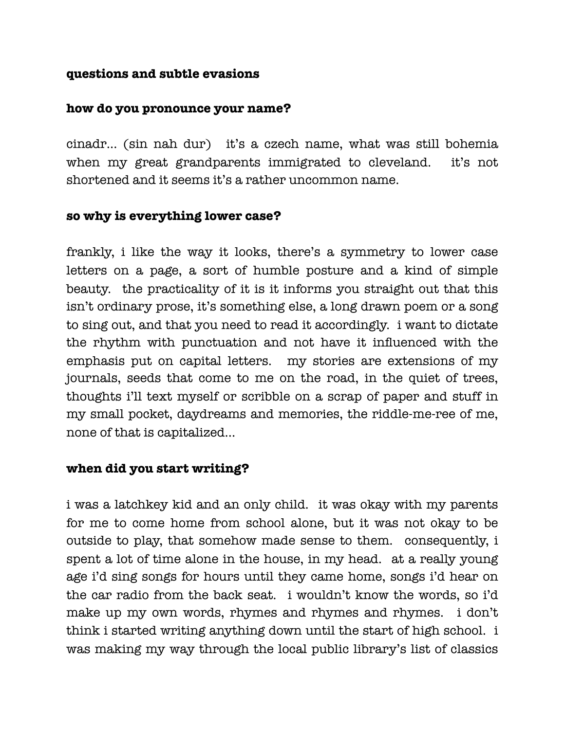**questions and subtle evasions**

**how do you pronounce your name?**

cinadr... (sin nah dur) it's a czech name, what was still bohemia when my great grandparents immigrated to cleveland. it's not shortened and it seems it's a rather uncommon name.

**so why is everything lower case?**

frankly, i like the way it looks, there's a symmetry to lower case letters on a page, a sort of humble posture and a kind of simple beauty. the practicality of it is it informs you straight out that this isn't ordinary prose, it's something else, a long drawn poem or a song to sing out, and that you need to read it accordingly. i want to dictate the rhythm with punctuation and not have it influenced with the emphasis put on capital letters. my stories are extensions of my journals, seeds that come to me on the road, in the quiet of trees, thoughts i'll text myself or scribble on a scrap of paper and stuff in my small pocket, daydreams and memories, the riddle-me-ree of me, none of that is capitalized...

**when did you start writing?**

i was a latchkey kid and an only child. it was okay with my parents for me to come home from school alone, but it was not okay to be outside to play, that somehow made sense to them. consequently, i spent a lot of time alone in the house, in my head. at a really young age i'd sing songs for hours until they came home, songs i'd hear on the car radio from the back seat. i wouldn't know the words, so i'd make up my own words, rhymes and rhymes and rhymes. i don't think i started writing anything down until the start of high school. i was making my way through the local public library's list of classics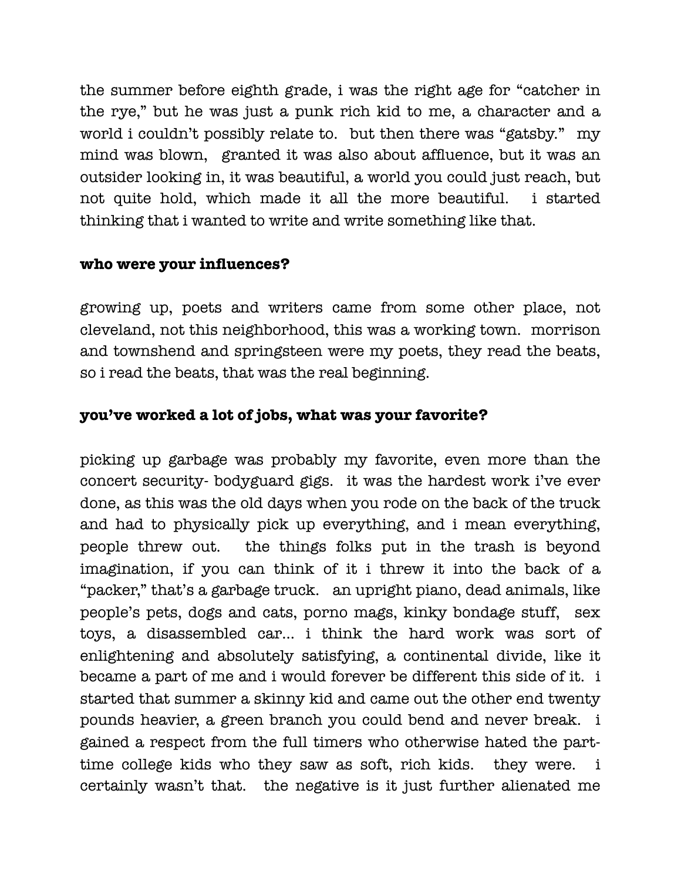the summer before eighth grade, i was the right age for "catcher in the rye," but he was just a punk rich kid to me, a character and a world i couldn't possibly relate to. but then there was "gatsby." my mind was blown, granted it was also about affluence, but it was an outsider looking in, it was beautiful, a world you could just reach, but not quite hold, which made it all the more beautiful. i started thinking that i wanted to write and write something like that.

**who were your influences?**

growing up, poets and writers came from some other place, not cleveland, not this neighborhood, this was a working town. morrison and townshend and springsteen were my poets, they read the beats, so i read the beats, that was the real beginning.

**you've worked a lot of jobs, what was your favorite?**

picking up garbage was probably my favorite, even more than the concert security- bodyguard gigs. it was the hardest work i've ever done, as this was the old days when you rode on the back of the truck and had to physically pick up everything, and i mean everything, people threw out. the things folks put in the trash is beyond imagination, if you can think of it i threw it into the back of a "packer," that's a garbage truck. an upright piano, dead animals, like people's pets, dogs and cats, porno mags, kinky bondage stuff, sex toys, a disassembled car... i think the hard work was sort of enlightening and absolutely satisfying, a continental divide, like it became a part of me and i would forever be different this side of it. i started that summer a skinny kid and came out the other end twenty pounds heavier, a green branch you could bend and never break. i gained a respect from the full timers who otherwise hated the part-time college kids who they saw as soft, rich kids. they were. i certainly wasn't that. the negative is it just further alienated me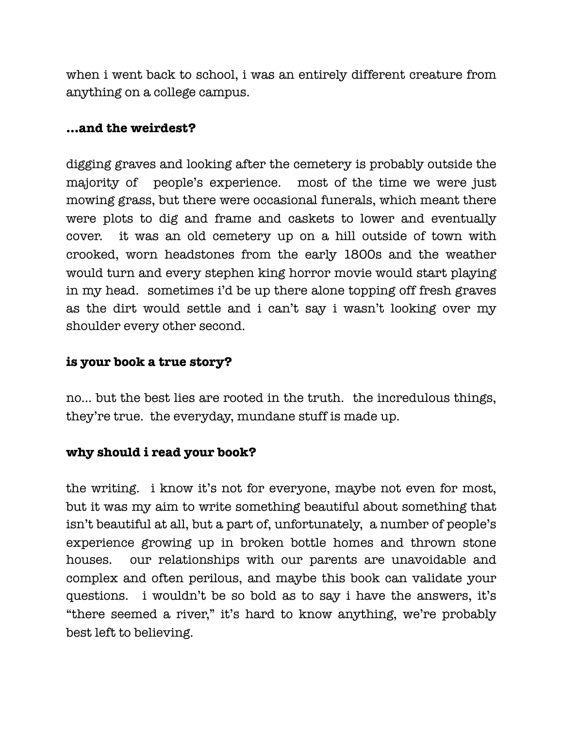when i went back to school, i was an entirely different creature from anything on a college campus.

**...and the weirdest?**

digging graves and looking after the cemetery is probably outside the majority of people's experience. most of the time we were just mowing grass, but there were occasional funerals, which meant there were plots to dig and frame and caskets to lower and eventually cover. it was an old cemetery up on a hill outside of town with crooked, worn headstones from the early 1800s and the weather would turn and every stephen king horror movie would start playing in my head. sometimes i'd be up there alone topping off fresh graves as the dirt would settle and i can't say i wasn't looking over my shoulder every other second.

**is your book a true story?**

no... but the best lies are rooted in the truth. the incredulous things, they're true. the everyday, mundane stuff is made up.

**why should i read your book?**

the writing. i know it's not for everyone, maybe not even for most, but it was my aim to write something beautiful about something that isn't beautiful at all, but a part of, unfortunately, a number of people's experience growing up in broken bottle homes and thrown stone houses. our relationships with our parents are unavoidable and complex and often perilous, and maybe this book can validate your questions. i wouldn't be so bold as to say i have the answers, it's "there seemed a river," it's hard to know anything, we're probably best left to believing.